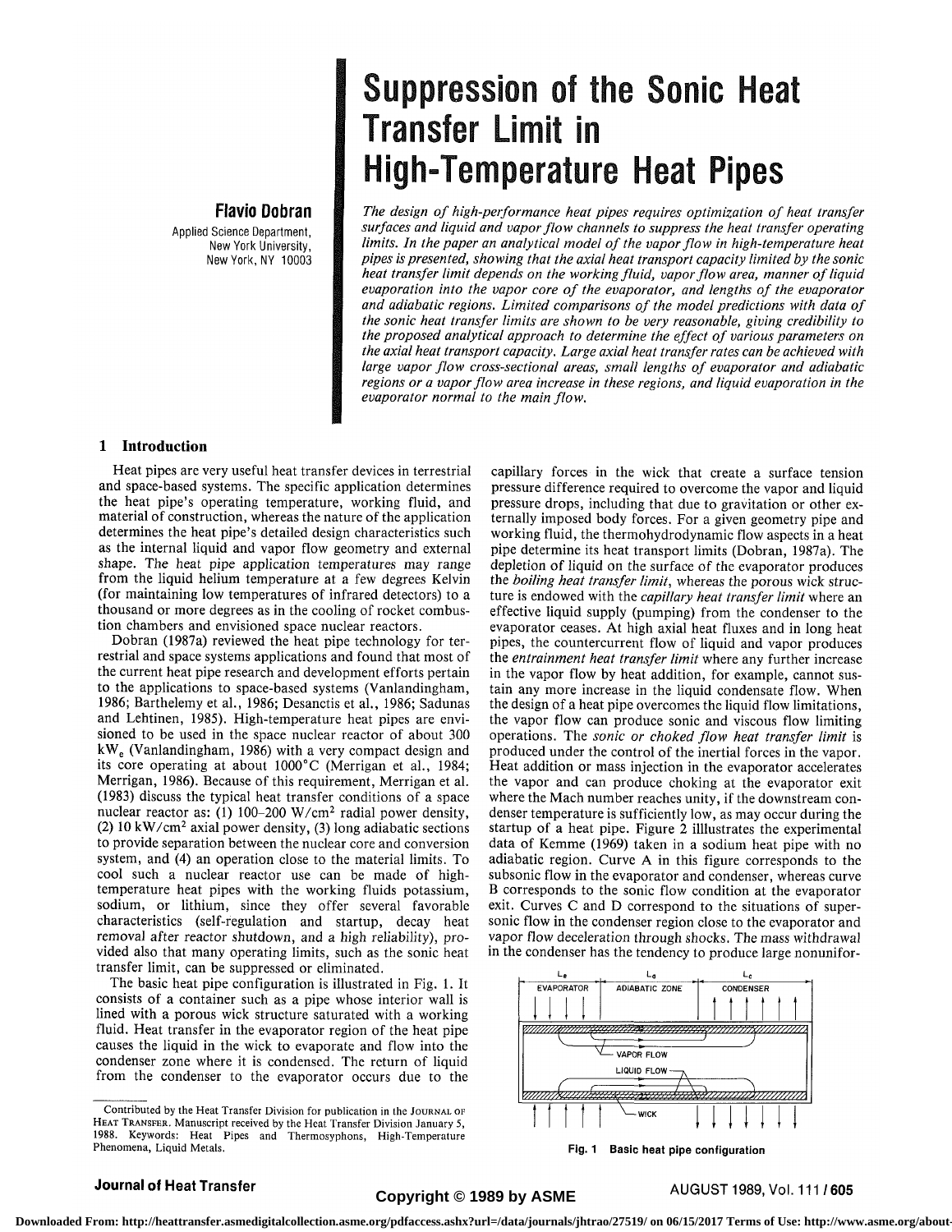# Suppression of the Sonic Heat Transfer Limit in High-Temperature Heat Pipes

**Flavio Dobran**

Applied Science Department,
New York University,
New York, NY 10003

*The design of high-performance heat pipes requires optimization of heat transfer surfaces and liquid and vapor flow channels to suppress the heat transfer operating limits. In the paper an analytical model of the vapor flow in high-temperature heat pipes is presented, showing that the axial heat transport capacity limited by the sonic heat transfer limit depends on the working fluid, vapor flow area, manner of liquid evaporation into the vapor core of the evaporator, and lengths of the evaporator and adiabatic regions. Limited comparisons of the model predictions with data of the sonic heat transfer limits are shown to be very reasonable, giving credibility to the proposed analytical approach to determine the effect of various parameters on the axial heat transport capacity. Large axial heat transfer rates can be achieved with large vapor flow cross-sectional areas, small lengths of evaporator and adiabatic regions or a vapor flow area increase in these regions, and liquid evaporation in the evaporator normal to the main flow.*

## 1 Introduction

Heat pipes are very useful heat transfer devices in terrestrial and space-based systems. The specific application determines the heat pipe's operating temperature, working fluid, and material of construction, whereas the nature of the application determines the heat pipe's detailed design characteristics such as the internal liquid and vapor flow geometry and external shape. The heat pipe application temperatures may range from the liquid helium temperature at a few degrees Kelvin (for maintaining low temperatures of infrared detectors) to a thousand or more degrees as in the cooling of rocket combustion chambers and envisioned space nuclear reactors.

Dobran (1987a) reviewed the heat pipe technology for terrestrial and space systems applications and found that most of the current heat pipe research and development efforts pertain to the applications to space-based systems (Vanlandingham, 1986; Barthelemy et al., 1986; Desanctis et al., 1986; Sadunas and Lehtinen, 1985). High-temperature heat pipes are envisioned to be used in the space nuclear reactor of about 300 $kW_e$ (Vanlandingham, 1986) with a very compact design and its core operating at about 1000°C (Merrigan et al., 1984; Merrigan, 1986). Because of this requirement, Merrigan et al. (1983) discuss the typical heat transfer conditions of a space nuclear reactor as: (1) 100–200 $W/cm^2$ radial power density, (2) 10 $kW/cm^2$ axial power density, (3) long adiabatic sections to provide separation between the nuclear core and conversion system, and (4) an operation close to the material limits. To cool such a nuclear reactor use can be made of high-temperature heat pipes with the working fluids potassium, sodium, or lithium, since they offer several favorable characteristics (self-regulation and startup, decay heat removal after reactor shutdown, and a high reliability), provided also that many operating limits, such as the sonic heat transfer limit, can be suppressed or eliminated.

The basic heat pipe configuration is illustrated in Fig. 1. It consists of a container such as a pipe whose interior wall is lined with a porous wick structure saturated with a working fluid. Heat transfer in the evaporator region of the heat pipe causes the liquid in the wick to evaporate and flow into the condenser zone where it is condensed. The return of liquid from the condenser to the evaporator occurs due to the capillary forces in the wick that create a surface tension pressure difference required to overcome the vapor and liquid pressure drops, including that due to gravitation or other externally imposed body forces. For a given geometry pipe and working fluid, the thermohydrodynamic flow aspects in a heat pipe determine its heat transport limits (Dobran, 1987a). The depletion of liquid on the surface of the evaporator produces the *boiling heat transfer limit*, whereas the porous wick structure is endowed with the *capillary heat transfer limit* where an effective liquid supply (pumping) from the condenser to the evaporator ceases. At high axial heat fluxes and in long heat pipes, the countercurrent flow of liquid and vapor produces the *entrainment heat transfer limit* where any further increase in the vapor flow by heat addition, for example, cannot sustain any more increase in the liquid condensate flow. When the design of a heat pipe overcomes the liquid flow limitations, the vapor flow can produce sonic and viscous flow limiting operations. The *sonic or choked flow heat transfer limit* is produced under the control of the inertial forces in the vapor. Heat addition or mass injection in the evaporator accelerates the vapor and can produce choking at the evaporator exit where the Mach number reaches unity, if the downstream condenser temperature is sufficiently low, as may occur during the startup of a heat pipe. Figure 2 illustrates the experimental data of Kemme (1969) taken in a sodium heat pipe with no adiabatic region. Curve A in this figure corresponds to the subsonic flow in the evaporator and condenser, whereas curve B corresponds to the sonic flow condition at the evaporator exit. Curves C and D correspond to the situations of supersonic flow in the condenser region close to the evaporator and vapor flow deceleration through shocks. The mass withdrawal in the condenser has the tendency to produce large nonunifor-

$L_e$ $L_a$ $L_c$
EVAPORATOR ADIABATIC ZONE CONDENSER
VAPOR FLOW
LIQUID FLOW
WICK

Fig. 1 Basic heat pipe configuration

Contributed by the Heat Transfer Division for publication in the JOURNAL OF HEAT TRANSFER. Manuscript received by the Heat Transfer Division January 5, 1988. Keywords: Heat Pipes and Thermosyphons, High-Temperature Phenomena, Liquid Metals.

Copyright © 1989 by ASME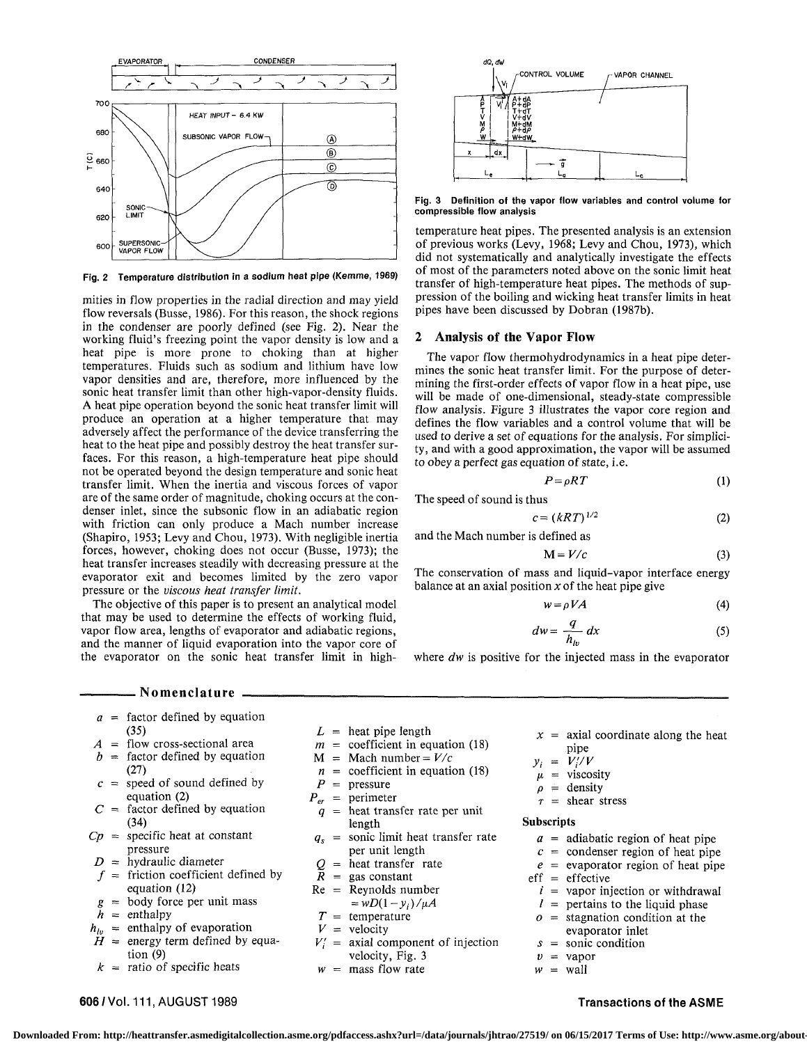Fig. 2 Temperature distribution in a sodium heat pipe (Kemme, 1969)

mities in flow properties in the radial direction and may yield flow reversals (Busse, 1986). For this reason, the shock regions in the condenser are poorly defined (see Fig. 2). Near the working fluid's freezing point the vapor density is low and a heat pipe is more prone to choking than at higher temperatures. Fluids such as sodium and lithium have low vapor densities and are, therefore, more influenced by the sonic heat transfer limit than other high-vapor-density fluids. A heat pipe operation beyond the sonic heat transfer limit will produce an operation at a higher temperature that may adversely affect the performance of the device transferring the heat to the heat pipe and possibly destroy the heat transfer surfaces. For this reason, a high-temperature heat pipe should not be operated beyond the design temperature and sonic heat transfer limit. When the inertia and viscous forces of vapor are of the same order of magnitude, choking occurs at the condenser inlet, since the subsonic flow in an adiabatic region with friction can only produce a Mach number increase (Shapiro, 1953; Levy and Chou, 1973). With negligible inertia forces, however, choking does not occur (Busse, 1973); the heat transfer increases steadily with decreasing pressure at the evaporator exit and becomes limited by the zero vapor pressure or the *viscous heat transfer limit*.

The objective of this paper is to present an analytical model that may be used to determine the effects of working fluid, vapor flow area, lengths of evaporator and adiabatic regions, and the manner of liquid evaporation into the vapor core of the evaporator on the sonic heat transfer limit in high-temperature heat pipes. The presented analysis is an extension of previous works (Levy, 1968; Levy and Chou, 1973), which did not systematically and analytically investigate the effects of most of the parameters noted above on the sonic limit heat transfer of high-temperature heat pipes. The methods of suppression of the boiling and wicking heat transfer limits in heat pipes have been discussed by Dobran (1987b).

Fig. 3 Definition of the vapor flow variables and control volume for compressible flow analysis

## 2 Analysis of the Vapor Flow

The vapor flow thermohydrodynamics in a heat pipe determines the sonic heat transfer limit. For the purpose of determining the first-order effects of vapor flow in a heat pipe, use will be made of one-dimensional, steady-state compressible flow analysis. Figure 3 illustrates the vapor core region and defines the flow variables and a control volume that will be used to derive a set of equations for the analysis. For simplicity, and with a good approximation, the vapor will be assumed to obey a perfect gas equation of state, i.e.

$$P = \rho RT \tag{1}$$

The speed of sound is thus

$$c = (kRT)^{1/2} \tag{2}$$

and the Mach number is defined as

$$M = V/c \tag{3}$$

The conservation of mass and liquid–vapor interface energy balance at an axial position $x$ of the heat pipe give

$$w = \rho VA \tag{4}$$

$$dw = \frac{q}{h_{lv}} dx \tag{5}$$

where $dw$ is positive for the injected mass in the evaporator

## Nomenclature

- $a$ = factor defined by equation (35)
- $A$ = flow cross-sectional area
- $b$ = factor defined by equation (27)
- $c$ = speed of sound defined by equation (2)
- $C$ = factor defined by equation (34)
- $Cp$ = specific heat at constant pressure
- $D$ = hydraulic diameter
- $f$ = friction coefficient defined by equation (12)
- $g$ = body force per unit mass
- $h$ = enthalpy
- $h_{lv}$ = enthalpy of evaporation
- $H$ = energy term defined by equation (9)
- $k$ = ratio of specific heats
- $L$ = heat pipe length
- $m$ = coefficient in equation (18)
- M = Mach number = $V/c$
- $n$ = coefficient in equation (18)
- $P$ = pressure
- $P_{er}$ = perimeter
- $q$ = heat transfer rate per unit length
- $q_s$ = sonic limit heat transfer rate per unit length
- $Q$ = heat transfer rate
- $R$ = gas constant
- Re = Reynolds number $= wD(1-y_i)/\mu A$
- $T$ = temperature
- $V$ = velocity
- $V_i'$ = axial component of injection velocity, Fig. 3
- $w$ = mass flow rate
- $x$ = axial coordinate along the heat pipe
- $y_i$ = $V_i'/V$
- $\mu$ = viscosity
- $\rho$ = density
- $\tau$ = shear stress

**Subscripts**

- $a$ = adiabatic region of heat pipe
- $c$ = condenser region of heat pipe
- $e$ = evaporator region of heat pipe
- eff = effective
- $i$ = vapor injection or withdrawal
- $l$ = pertains to the liquid phase
- $o$ = stagnation condition at the evaporator inlet
- $s$ = sonic condition
- $v$ = vapor
- $w$ = wall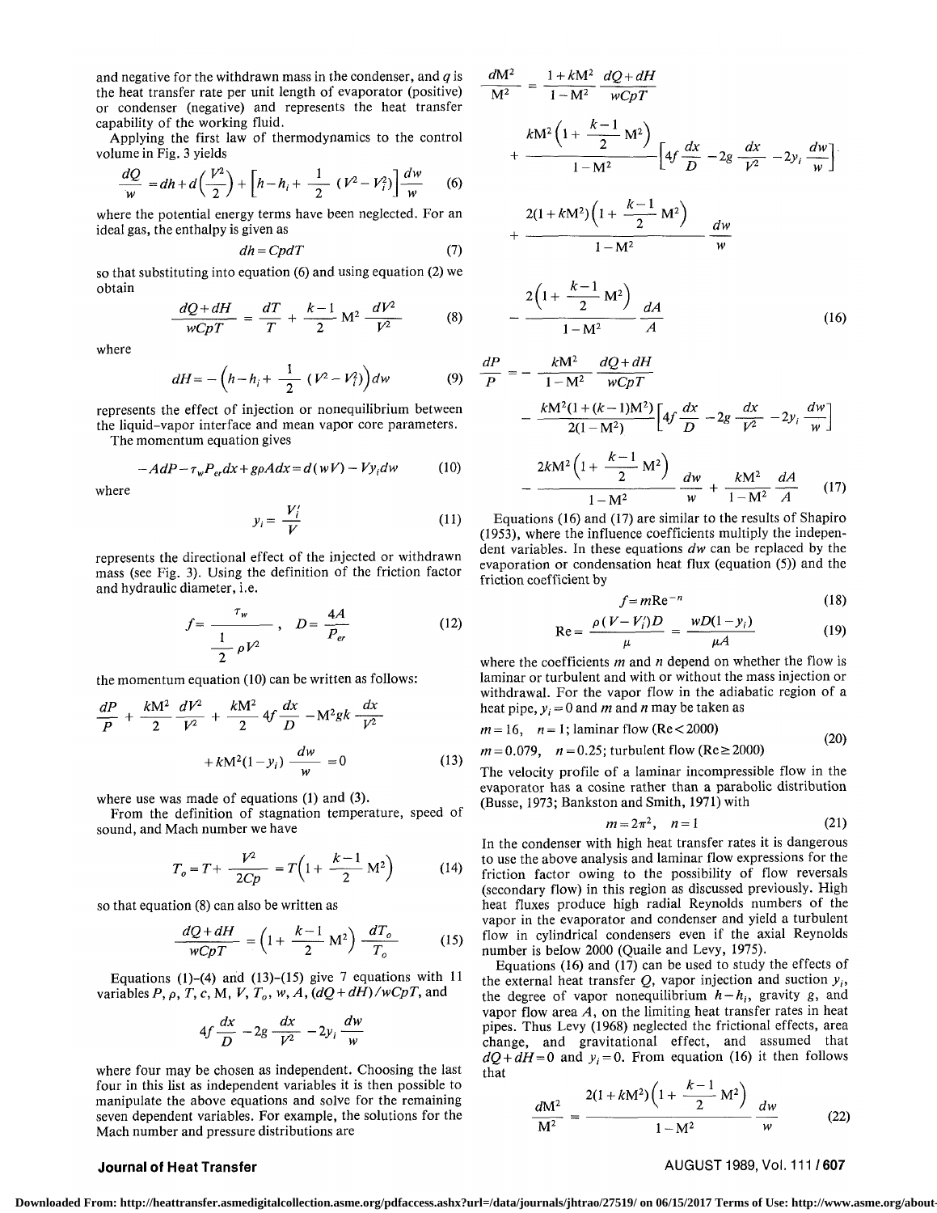and negative for the withdrawn mass in the condenser, and $q$ is the heat transfer rate per unit length of evaporator (positive) or condenser (negative) and represents the heat transfer capability of the working fluid.

Applying the first law of thermodynamics to the control volume in Fig. 3 yields

$$\frac{dQ}{w} = dh + d\left(\frac{V^2}{2}\right) + \left[h - h_i + \frac{1}{2}\,(V^2 - V_i^2)\right]\frac{dw}{w} \tag{6}$$

where the potential energy terms have been neglected. For an ideal gas, the enthalpy is given as

$$dh = CpdT \tag{7}$$

so that substituting into equation (6) and using equation (2) we obtain

$$\frac{dQ + dH}{wCpT} = \frac{dT}{T} + \frac{k-1}{2}\,\mathrm{M}^2\,\frac{dV^2}{V^2} \tag{8}$$

where

$$dH = -\left(h - h_i + \frac{1}{2}\,(V^2 - V_i^2)\right)dw \tag{9}$$

represents the effect of injection or nonequilibrium between the liquid-vapor interface and mean vapor core parameters.

The momentum equation gives

$$-AdP - \tau_w P_{er}dx + g\rho A dx = d(wV) - Vy_i dw \tag{10}$$

where

$$y_i = \frac{V_i'}{V} \tag{11}$$

represents the directional effect of the injected or withdrawn mass (see Fig. 3). Using the definition of the friction factor and hydraulic diameter, i.e.

$$f = \frac{\tau_w}{\frac{1}{2}\rho V^2}, \quad D = \frac{4A}{P_{er}} \tag{12}$$

the momentum equation (10) can be written as follows:

$$\frac{dP}{P} + \frac{k\mathrm{M}^2}{2}\frac{dV^2}{V^2} + \frac{k\mathrm{M}^2}{2}\,4f\frac{dx}{D} - \mathrm{M}^2 gk\frac{dx}{V^2} + k\mathrm{M}^2(1 - y_i)\frac{dw}{w} = 0 \tag{13}$$

where use was made of equations (1) and (3).

From the definition of stagnation temperature, speed of sound, and Mach number we have

$$T_o = T + \frac{V^2}{2Cp} = T\left(1 + \frac{k-1}{2}\,\mathrm{M}^2\right) \tag{14}$$

so that equation (8) can also be written as

$$\frac{dQ + dH}{wCpT} = \left(1 + \frac{k-1}{2}\,\mathrm{M}^2\right)\frac{dT_o}{T_o} \tag{15}$$

Equations (1)–(4) and (13)–(15) give 7 equations with 11 variables $P, \rho, T, c, \mathrm{M}, V, T_o, w, A, (dQ + dH)/wCpT$, and

$$4f\frac{dx}{D} - 2g\frac{dx}{V^2} - 2y_i\frac{dw}{w}$$

where four may be chosen as independent. Choosing the last four in this list as independent variables it is then possible to manipulate the above equations and solve for the remaining seven dependent variables. For example, the solutions for the Mach number and pressure distributions are

$$\frac{d\mathrm{M}^2}{\mathrm{M}^2} = \frac{1 + k\mathrm{M}^2}{1 - \mathrm{M}^2}\,\frac{dQ + dH}{wCpT} + \frac{k\mathrm{M}^2\left(1 + \frac{k-1}{2}\,\mathrm{M}^2\right)}{1 - \mathrm{M}^2}\left[4f\frac{dx}{D} - 2g\frac{dx}{V^2} - 2y_i\frac{dw}{w}\right] + \frac{2(1 + k\mathrm{M}^2)\left(1 + \frac{k-1}{2}\,\mathrm{M}^2\right)}{1 - \mathrm{M}^2}\,\frac{dw}{w} - \frac{2\left(1 + \frac{k-1}{2}\,\mathrm{M}^2\right)}{1 - \mathrm{M}^2}\,\frac{dA}{A} \tag{16}$$

$$\frac{dP}{P} = -\frac{k\mathrm{M}^2}{1 - \mathrm{M}^2}\,\frac{dQ + dH}{wCpT} - \frac{k\mathrm{M}^2(1 + (k-1)\mathrm{M}^2)}{2(1 - \mathrm{M}^2)}\left[4f\frac{dx}{D} - 2g\frac{dx}{V^2} - 2y_i\frac{dw}{w}\right] - \frac{2k\mathrm{M}^2\left(1 + \frac{k-1}{2}\,\mathrm{M}^2\right)}{1 - \mathrm{M}^2}\,\frac{dw}{w} + \frac{k\mathrm{M}^2}{1 - \mathrm{M}^2}\,\frac{dA}{A} \tag{17}$$

Equations (16) and (17) are similar to the results of Shapiro (1953), where the influence coefficients multiply the independent variables. In these equations $dw$ can be replaced by the evaporation or condensation heat flux (equation (5)) and the friction coefficient by

$$f = m\mathrm{Re}^{-n} \tag{18}$$

$$\mathrm{Re} = \frac{\rho(V - V_i')D}{\mu} = \frac{wD(1 - y_i)}{\mu A} \tag{19}$$

where the coefficients $m$ and $n$ depend on whether the flow is laminar or turbulent and with or without the mass injection or withdrawal. For the vapor flow in the adiabatic region of a heat pipe, $y_i = 0$ and $m$ and $n$ may be taken as

$$\begin{aligned} &m = 16, \quad n = 1; \text{ laminar flow } (\mathrm{Re} < 2000) \\ &m = 0.079, \quad n = 0.25; \text{ turbulent flow } (\mathrm{Re} \geq 2000) \end{aligned} \tag{20}$$

The velocity profile of a laminar incompressible flow in the evaporator has a cosine rather than a parabolic distribution (Busse, 1973; Bankston and Smith, 1971) with

$$m = 2\pi^2, \quad n = 1 \tag{21}$$

In the condenser with high heat transfer rates it is dangerous to use the above analysis and laminar flow expressions for the friction factor owing to the possibility of flow reversals (secondary flow) in this region as discussed previously. High heat fluxes produce high radial Reynolds numbers of the vapor in the evaporator and condenser and yield a turbulent flow in cylindrical condensers even if the axial Reynolds number is below 2000 (Quaile and Levy, 1975).

Equations (16) and (17) can be used to study the effects of the external heat transfer $Q$, vapor injection and suction $y_i$, the degree of vapor nonequilibrium $h - h_i$, gravity $g$, and vapor flow area $A$, on the limiting heat transfer rates in heat pipes. Thus Levy (1968) neglected the frictional effects, area change, and gravitational effect, and assumed that $dQ + dH = 0$ and $y_i = 0$. From equation (16) it then follows that

$$\frac{d\mathrm{M}^2}{\mathrm{M}^2} = \frac{2(1 + k\mathrm{M}^2)\left(1 + \frac{k-1}{2}\,\mathrm{M}^2\right)}{1 - \mathrm{M}^2}\,\frac{dw}{w} \tag{22}$$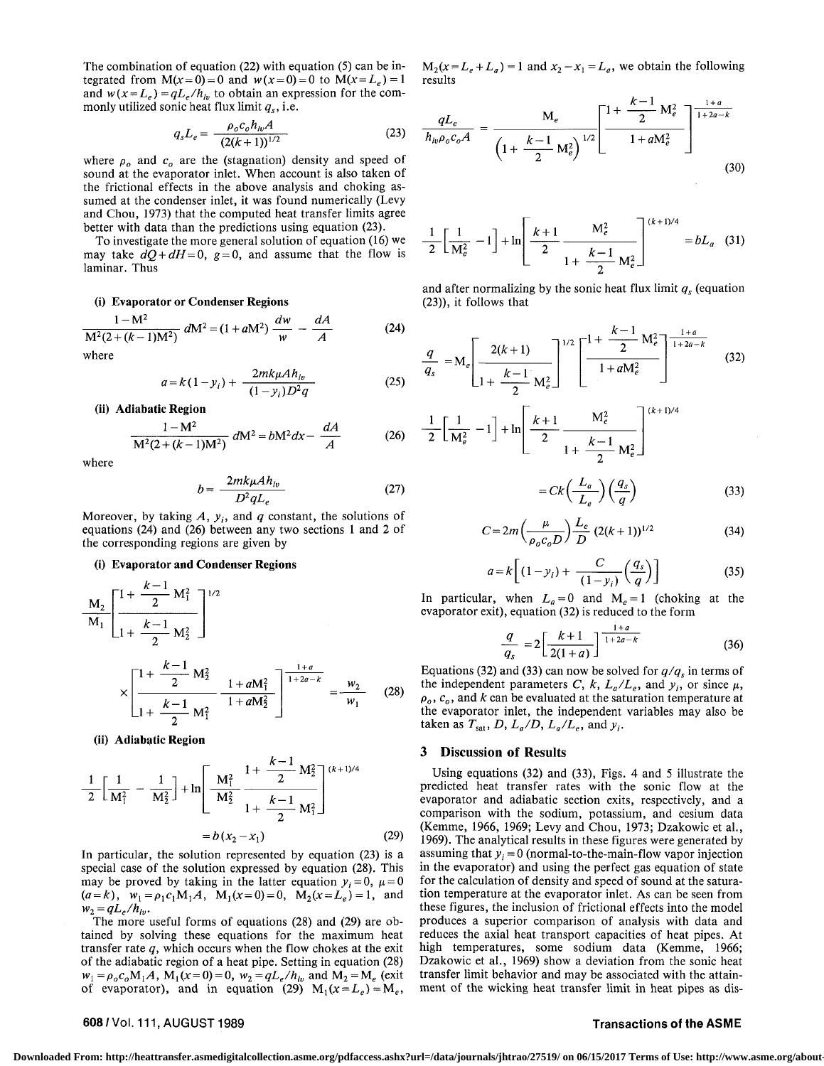The combination of equation (22) with equation (5) can be integrated from $M(x=0)=0$ and $w(x=0)=0$ to $M(x=L_e)=1$ and $w(x=L_e)=qL_e/h_{lv}$ to obtain an expression for the commonly utilized sonic heat flux limit $q_s$, i.e.

$$q_s L_e = \frac{\rho_o c_o h_{lv} A}{(2(k+1))^{1/2}} \tag{23}$$

where $\rho_o$ and $c_o$ are the (stagnation) density and speed of sound at the evaporator inlet. When account is also taken of the frictional effects in the above analysis and choking assumed at the condenser inlet, it was found numerically (Levy and Chou, 1973) that the computed heat transfer limits agree better with data than the predictions using equation (23).

To investigate the more general solution of equation (16) we may take $dQ+dH=0$, $g=0$, and assume that the flow is laminar. Thus

**(i) Evaporator or Condenser Regions**

$$\frac{1-M^2}{M^2(2+(k-1)M^2)}\,dM^2 = (1+aM^2)\frac{dw}{w} - \frac{dA}{A} \tag{24}$$

where

$$a = k(1-y_i) + \frac{2mk\mu A h_{lv}}{(1-y_i)D^2 q} \tag{25}$$

**(ii) Adiabatic Region**

$$\frac{1-M^2}{M^2(2+(k-1)M^2)}\,dM^2 = bM^2 dx - \frac{dA}{A} \tag{26}$$

where

$$b = \frac{2mk\mu A h_{lv}}{D^2 q L_e} \tag{27}$$

Moreover, by taking $A$, $y_i$, and $q$ constant, the solutions of equations (24) and (26) between any two sections 1 and 2 of the corresponding regions are given by

**(i) Evaporator and Condenser Regions**

$$\frac{M_2}{M_1}\left[\frac{1+\frac{k-1}{2}M_1^2}{1+\frac{k-1}{2}M_2^2}\right]^{1/2} \times \left[\frac{1+\frac{k-1}{2}M_2^2}{1+\frac{k-1}{2}M_1^2}\,\frac{1+aM_1^2}{1+aM_2^2}\right]^{\frac{1+a}{1+2a-k}} = \frac{w_2}{w_1} \tag{28}$$

**(ii) Adiabatic Region**

$$\frac{1}{2}\left[\frac{1}{M_1^2} - \frac{1}{M_2^2}\right] + \ln\left[\frac{M_1^2}{M_2^2}\,\frac{1+\frac{k-1}{2}M_2^2}{1+\frac{k-1}{2}M_1^2}\right]^{(k+1)/4} = b(x_2-x_1) \tag{29}$$

In particular, the solution represented by equation (23) is a special case of the solution expressed by equation (28). This may be proved by taking in the latter equation $y_i=0$, $\mu=0$ $(a=k)$, $w_1=\rho_1 c_1 M_1 A$, $M_1(x=0)=0$, $M_2(x=L_e)=1$, and $w_2=qL_e/h_{lv}$.

The more useful forms of equations (28) and (29) are obtained by solving these equations for the maximum heat transfer rate $q$, which occurs when the flow chokes at the exit of the adiabatic region of a heat pipe. Setting in equation (28) $w_1=\rho_o c_o M_1 A$, $M_1(x=0)=0$, $w_2=qL_e/h_{lv}$ and $M_2=M_e$ (exit of evaporator), and in equation (29) $M_1(x=L_e)=M_e$, $M_2(x=L_e+L_a)=1$ and $x_2-x_1=L_a$, we obtain the following results

$$\frac{qL_e}{h_{lv}\rho_o c_o A} = \frac{M_e}{\left(1+\frac{k-1}{2}M_e^2\right)^{1/2}}\left[\frac{1+\frac{k-1}{2}M_e^2}{1+aM_e^2}\right]^{\frac{1+a}{1+2a-k}} \tag{30}$$

$$\frac{1}{2}\left[\frac{1}{M_e^2}-1\right] + \ln\left[\frac{k+1}{2}\,\frac{M_e^2}{1+\frac{k-1}{2}M_e^2}\right]^{(k+1)/4} = bL_a \tag{31}$$

and after normalizing by the sonic heat flux limit $q_s$ (equation (23)), it follows that

$$\frac{q}{q_s} = M_e\left[\frac{2(k+1)}{1+\frac{k-1}{2}M_e^2}\right]^{1/2}\left[\frac{1+\frac{k-1}{2}M_e^2}{1+aM_e^2}\right]^{\frac{1+a}{1+2a-k}} \tag{32}$$

$$\frac{1}{2}\left[\frac{1}{M_e^2}-1\right] + \ln\left[\frac{k+1}{2}\,\frac{M_e^2}{1+\frac{k-1}{2}M_e^2}\right]^{(k+1)/4} = Ck\left(\frac{L_a}{L_e}\right)\left(\frac{q_s}{q}\right) \tag{33}$$

$$C = 2m\left(\frac{\mu}{\rho_o c_o D}\right)\frac{L_e}{D}(2(k+1))^{1/2} \tag{34}$$

$$a = k\left[(1-y_i) + \frac{C}{(1-y_i)}\left(\frac{q_s}{q}\right)\right] \tag{35}$$

In particular, when $L_a=0$ and $M_e=1$ (choking at the evaporator exit), equation (32) is reduced to the form

$$\frac{q}{q_s} = 2\left[\frac{k+1}{2(1+a)}\right]^{\frac{1+a}{1+2a-k}} \tag{36}$$

Equations (32) and (33) can now be solved for $q/q_s$ in terms of the independent parameters $C$, $k$, $L_a/L_e$, and $y_i$, or since $\mu$, $\rho_o$, $c_o$, and $k$ can be evaluated at the saturation temperature at the evaporator inlet, the independent variables may also be taken as $T_{sat}$, $D$, $L_a/D$, $L_a/L_e$, and $y_i$.

## 3 Discussion of Results

Using equations (32) and (33), Figs. 4 and 5 illustrate the predicted heat transfer rates with the sonic flow at the evaporator and adiabatic section exits, respectively, and a comparison with the sodium, potassium, and cesium data (Kemme, 1966, 1969; Levy and Chou, 1973; Dzakowic et al., 1969). The analytical results in these figures were generated by assuming that $y_i=0$ (normal-to-the-main-flow vapor injection in the evaporator) and using the perfect gas equation of state for the calculation of density and speed of sound at the saturation temperature at the evaporator inlet. As can be seen from these figures, the inclusion of frictional effects into the model produces a superior comparison of analysis with data and reduces the axial heat transport capacities of heat pipes. At high temperatures, some sodium data (Kemme, 1966; Dzakowic et al., 1969) show a deviation from the sonic heat transfer limit behavior and may be associated with the attainment of the wicking heat transfer limit in heat pipes as dis-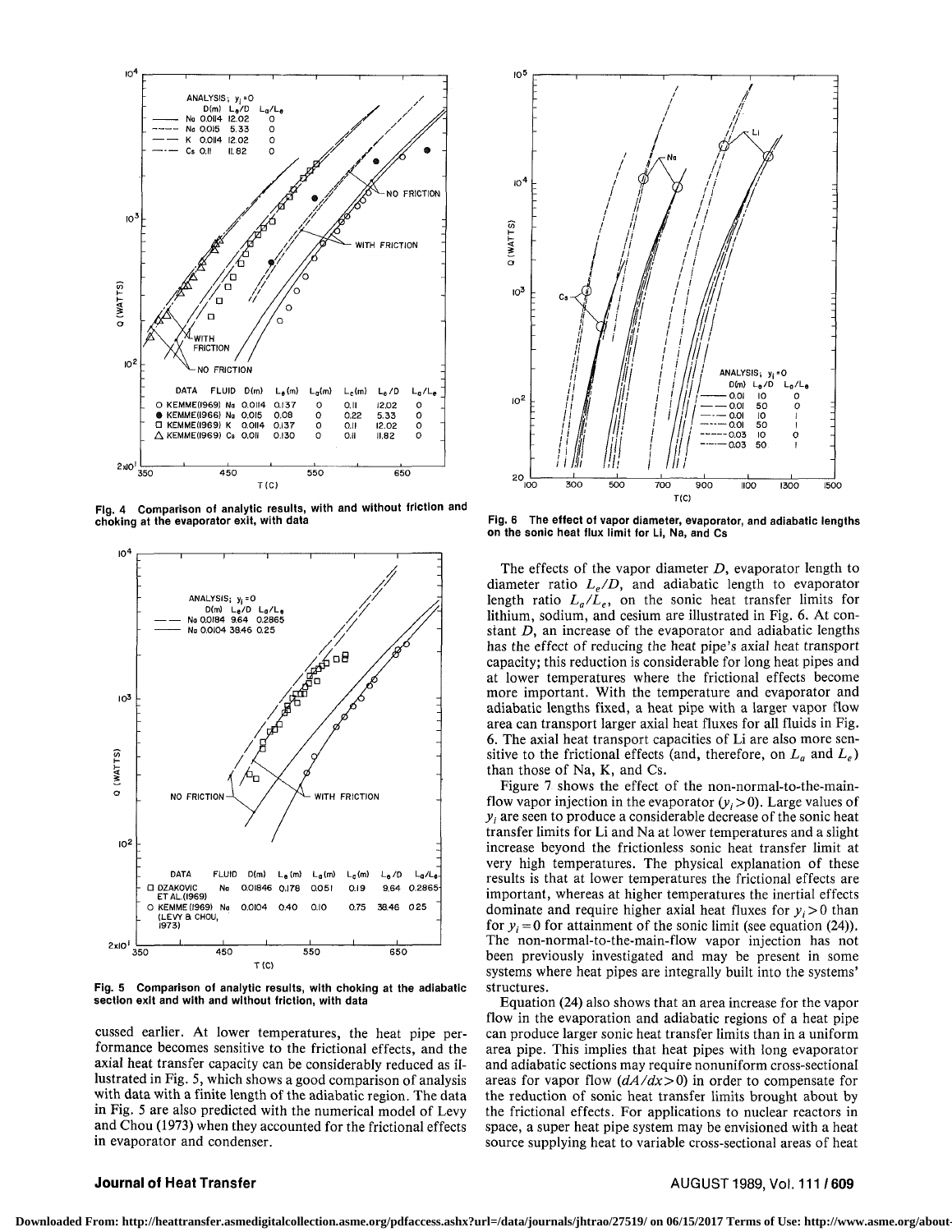Fig. 4 Comparison of analytic results, with and without friction and choking at the evaporator exit, with data

Fig. 5 Comparison of analytic results, with choking at the adiabatic section exit and with and without friction, with data

cussed earlier. At lower temperatures, the heat pipe performance becomes sensitive to the frictional effects, and the axial heat transfer capacity can be considerably reduced as illustrated in Fig. 5, which shows a good comparison of analysis with data with a finite length of the adiabatic region. The data in Fig. 5 are also predicted with the numerical model of Levy and Chou (1973) when they accounted for the frictional effects in evaporator and condenser.

Fig. 6 The effect of vapor diameter, evaporator, and adiabatic lengths on the sonic heat flux limit for Li, Na, and Cs

The effects of the vapor diameter $D$, evaporator length to diameter ratio $L_e/D$, and adiabatic length to evaporator length ratio $L_a/L_e$, on the sonic heat transfer limits for lithium, sodium, and cesium are illustrated in Fig. 6. At constant $D$, an increase of the evaporator and adiabatic lengths has the effect of reducing the heat pipe's axial heat transport capacity; this reduction is considerable for long heat pipes and at lower temperatures where the frictional effects become more important. With the temperature and evaporator and adiabatic lengths fixed, a heat pipe with a larger vapor flow area can transport larger axial heat fluxes for all fluids in Fig. 6. The axial heat transport capacities of Li are also more sensitive to the frictional effects (and, therefore, on $L_a$ and $L_e$) than those of Na, K, and Cs.

Figure 7 shows the effect of the non-normal-to-the-main-flow vapor injection in the evaporator ($y_i > 0$). Large values of $y_i$ are seen to produce a considerable decrease of the sonic heat transfer limits for Li and Na at lower temperatures and a slight increase beyond the frictionless sonic heat transfer limit at very high temperatures. The physical explanation of these results is that at lower temperatures the frictional effects are important, whereas at higher temperatures the inertial effects dominate and require higher axial heat fluxes for $y_i > 0$ than for $y_i = 0$ for attainment of the sonic limit (see equation (24)). The non-normal-to-the-main-flow vapor injection has not been previously investigated and may be present in some systems where heat pipes are integrally built into the systems' structures.

Equation (24) also shows that an area increase for the vapor flow in the evaporation and adiabatic regions of a heat pipe can produce larger sonic heat transfer limits than in a uniform area pipe. This implies that heat pipes with long evaporator and adiabatic sections may require nonuniform cross-sectional areas for vapor flow ($dA/dx > 0$) in order to compensate for the reduction of sonic heat transfer limits brought about by the frictional effects. For applications to nuclear reactors in space, a super heat pipe system may be envisioned with a heat source supplying heat to variable cross-sectional areas of heat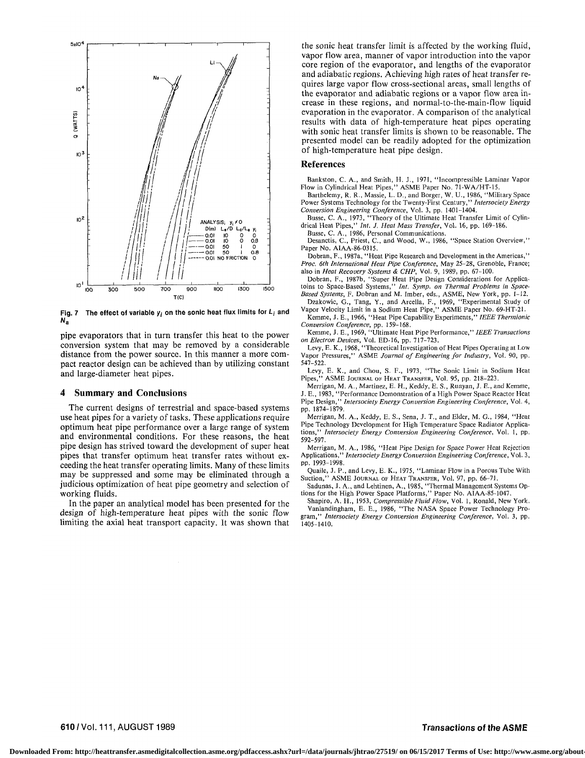5x10[4]

Q (WATTS)

10[4]

10[3]

10[2]

10[1]

100 300 500 700 900 1100 1300 1500

T(C)

Na

Li

ANALYSIS; $y_i \neq 0$

D(m) $L_e/D$ $L_a/L_e$ $y_i$

0.01 10 0 0

0.01 10 0 0.8

0.01 50 1 0

0.01 50 1 0.8

0.01 NO FRICTION 0

Fig. 7 The effect of variable $y_i$ on the sonic heat flux limits for $L_i$ and $N_a$

pipe evaporators that in turn transfer this heat to the power conversion system that may be removed by a considerable distance from the power source. In this manner a more compact reactor design can be achieved than by utilizing constant and large-diameter heat pipes.

## 4 Summary and Conclusions

The current designs of terrestrial and space-based systems use heat pipes for a variety of tasks. These applications require optimum heat pipe performance over a large range of system and environmental conditions. For these reasons, the heat pipe design has strived toward the development of super heat pipes that transfer optimum heat transfer rates without exceeding the heat transfer operating limits. Many of these limits may be suppressed and some may be eliminated through a judicious optimization of heat pipe geometry and selection of working fluids.

In the paper an analytical model has been presented for the design of high-temperature heat pipes with the sonic flow limiting the axial heat transport capacity. It was shown that the sonic heat transfer limit is affected by the working fluid, vapor flow area, manner of vapor introduction into the vapor core region of the evaporator, and lengths of the evaporator and adiabatic regions. Achieving high rates of heat transfer requires large vapor flow cross-sectional areas, small lengths of the evaporator and adiabatic regions or a vapor flow area increase in these regions, and normal-to-the-main-flow liquid evaporation in the evaporator. A comparison of the analytical results with data of high-temperature heat pipes operating with sonic heat transfer limits is shown to be reasonable. The presented model can be readily adopted for the optimization of high-temperature heat pipe design.

## References

Bankston, C. A., and Smith, H. J., 1971, "Incompressible Laminar Vapor Flow in Cylindrical Heat Pipes," ASME Paper No. 71-WA/HT-15.

Barthelemy, R. R., Massie, L. D., and Borger, W. U., 1986, "Military Space Power Systems Technology for the Twenty-First Century," *Intersociety Energy Conversion Engineering Conference*, Vol. 3, pp. 1401-1404.

Busse, C. A., 1973, "Theory of the Ultimate Heat Transfer Limit of Cylindrical Heat Pipes," *Int. J. Heat Mass Transfer*, Vol. 16, pp. 169-186.

Busse, C. A., 1986, Personal Communications.

Desanctis, C., Priest, C., and Wood, W., 1986, "Space Station Overview," Paper No. AIAA-86-0315.

Dobran, F., 1987a, "Heat Pipe Research and Development in the Americas," *Proc. 6th International Heat Pipe Conference*, May 25-28, Grenoble, France; also in *Heat Recovery Systems & CHP*, Vol. 9, 1989, pp. 67-100.

Dobran, F., 1987b, "Super Heat Pipe Design Considerations for Applicatoins to Space-Based Systems," *Int. Symp. on Thermal Problems in Space-Based Systems*, F. Dobran and M. Imber, eds., ASME, New York, pp. 1-12.

Dzakowic, G., Tang, Y., and Arcella, F., 1969, "Experimental Study of Vapor Velocity Limit in a Sodium Heat Pipe," ASME Paper No. 69-HT-21.

Kemme, J. E., 1966, "Heat Pipe Capability Experiments," *IEEE Thermionic Conversion Conference*, pp. 159-168.

Kemme, J. E., 1969, "Ultimate Heat Pipe Performance," *IEEE Transactions on Electron Devices*, Vol. ED-16, pp. 717-723.

Levy, E. K., 1968, "Theoretical Investigation of Heat Pipes Operating at Low Vapor Pressures," ASME *Journal of Engineering for Industry*, Vol. 90, pp. 547-522.

Levy, E. K., and Chou, S. F., 1973, "The Sonic Limit in Sodium Heat Pipes," ASME JOURNAL OF HEAT TRANSFER, Vol. 95, pp. 218-223.

Merrigan, M. A., Martinez, E. H., Keddy, E. S., Runyan, J. E., and Kemme, J. E., 1983, "Performance Demonstration of a High Power Space Reactor Heat Pipe Design," *Intersociety Energy Conversion Engineering Conference*, Vol. 4, pp. 1874-1879.

Merrigan, M. A., Keddy, E. S., Sena, J. T., and Elder, M. G., 1984, "Heat Pipe Technology Development for High Temperature Space Radiator Applications," *Intersociety Energy Conversion Engineering Conference*, Vol. 1, pp. 592-597.

Merrigan, M. A., 1986, "Heat Pipe Design for Space Power Heat Rejection Applications," *Intersociety Energy Conversion Engineering Conference*, Vol. 3, pp. 1993-1998.

Quaile, J. P., and Levy, E. K., 1975, "Laminar Flow in a Porous Tube With Suction," ASME JOURNAL OF HEAT TRANSFER, Vol. 97, pp. 66-71.

Sadunas, J. A., and Lehtinen, A., 1985, "Thermal Management Systems Options for the High Power Space Platforms," Paper No. AIAA-85-1047.

Shapiro, A. H., 1953, *Compressible Fluid Flow*, Vol. 1, Ronald, New York.

Vanlandingham, E. E., 1986, "The NASA Space Power Technology Program," *Intersociety Energy Conversion Engineering Conference*, Vol. 3, pp. 1405-1410.